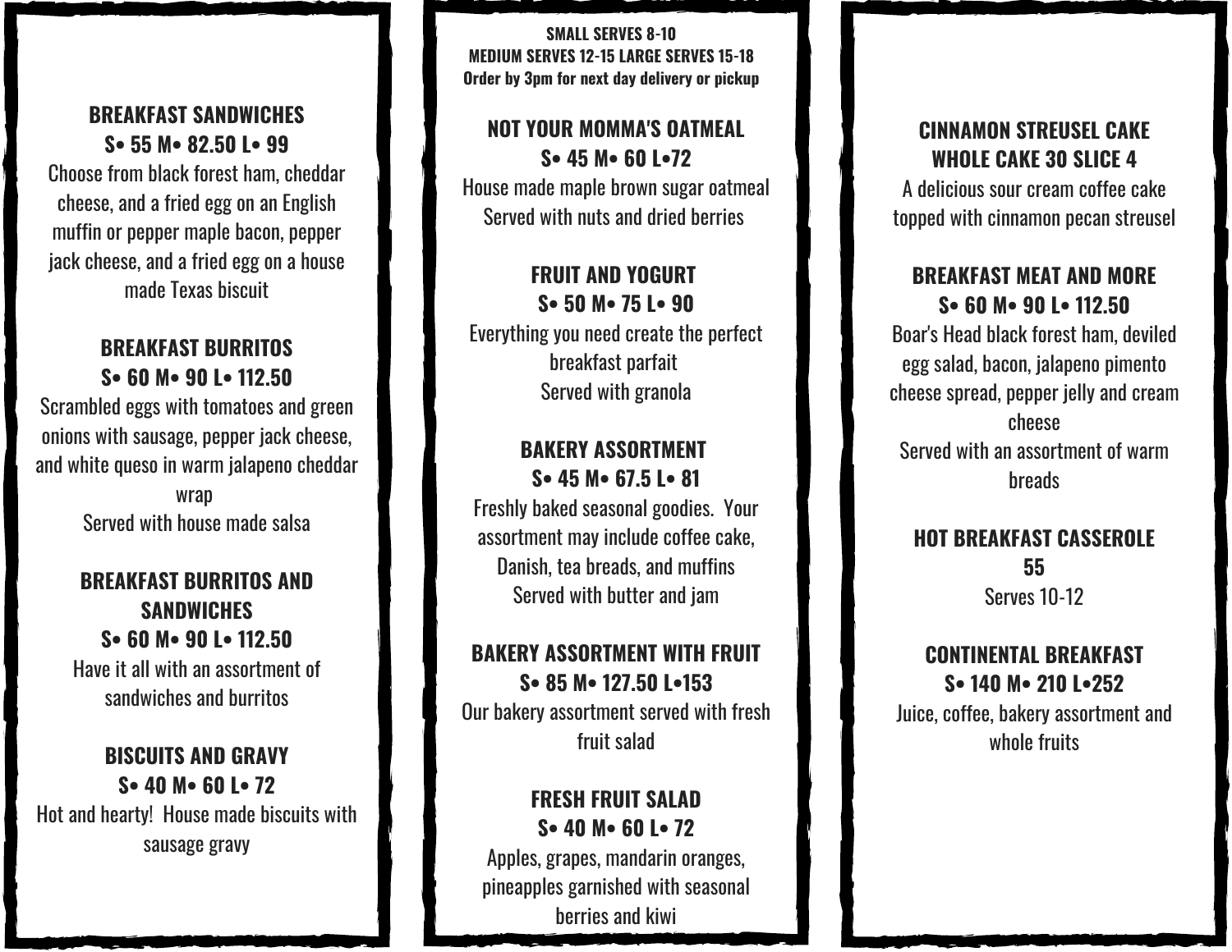## BREAKFAST SANDWICHES

**S• 55 M• 82.50 L• 99**

Choose from black forest ham, cheddar cheese, and a fried egg on an English muffin or pepper maple bacon, pepper jack cheese, and a fried egg on a house made Texas biscuit

## BREAKFAST BURRITOS

**S• 60 M• 90 L• 112.50**

Scrambled eggs with tomatoes and green onions with sausage, pepper jack cheese, and white queso in warm jalapeno cheddar wrap
Served with house made salsa

## BREAKFAST BURRITOS AND SANDWICHES

**S• 60 M• 90 L• 112.50**

Have it all with an assortment of sandwiches and burritos

## BISCUITS AND GRAVY

**S• 40 M• 60 L• 72**

Hot and hearty! House made biscuits with sausage gravy

**SMALL SERVES 8-10**
**MEDIUM SERVES 12-15 LARGE SERVES 15-18**
**Order by 3pm for next day delivery or pickup**

## NOT YOUR MOMMA'S OATMEAL

**S• 45 M• 60 L•72**

House made maple brown sugar oatmeal
Served with nuts and dried berries

## FRUIT AND YOGURT

**S• 50 M• 75 L• 90**

Everything you need create the perfect breakfast parfait
Served with granola

## BAKERY ASSORTMENT

**S• 45 M• 67.5 L• 81**

Freshly baked seasonal goodies. Your assortment may include coffee cake, Danish, tea breads, and muffins
Served with butter and jam

## BAKERY ASSORTMENT WITH FRUIT

**S• 85 M• 127.50 L•153**

Our bakery assortment served with fresh fruit salad

## FRESH FRUIT SALAD

**S• 40 M• 60 L• 72**

Apples, grapes, mandarin oranges, pineapples garnished with seasonal berries and kiwi

## CINNAMON STREUSEL CAKE

**WHOLE CAKE 30 SLICE 4**

A delicious sour cream coffee cake topped with cinnamon pecan streusel

## BREAKFAST MEAT AND MORE

**S• 60 M• 90 L• 112.50**

Boar's Head black forest ham, deviled egg salad, bacon, jalapeno pimento cheese spread, pepper jelly and cream cheese
Served with an assortment of warm breads

## HOT BREAKFAST CASSEROLE

**55**

Serves 10-12

## CONTINENTAL BREAKFAST

**S• 140 M• 210 L•252**

Juice, coffee, bakery assortment and whole fruits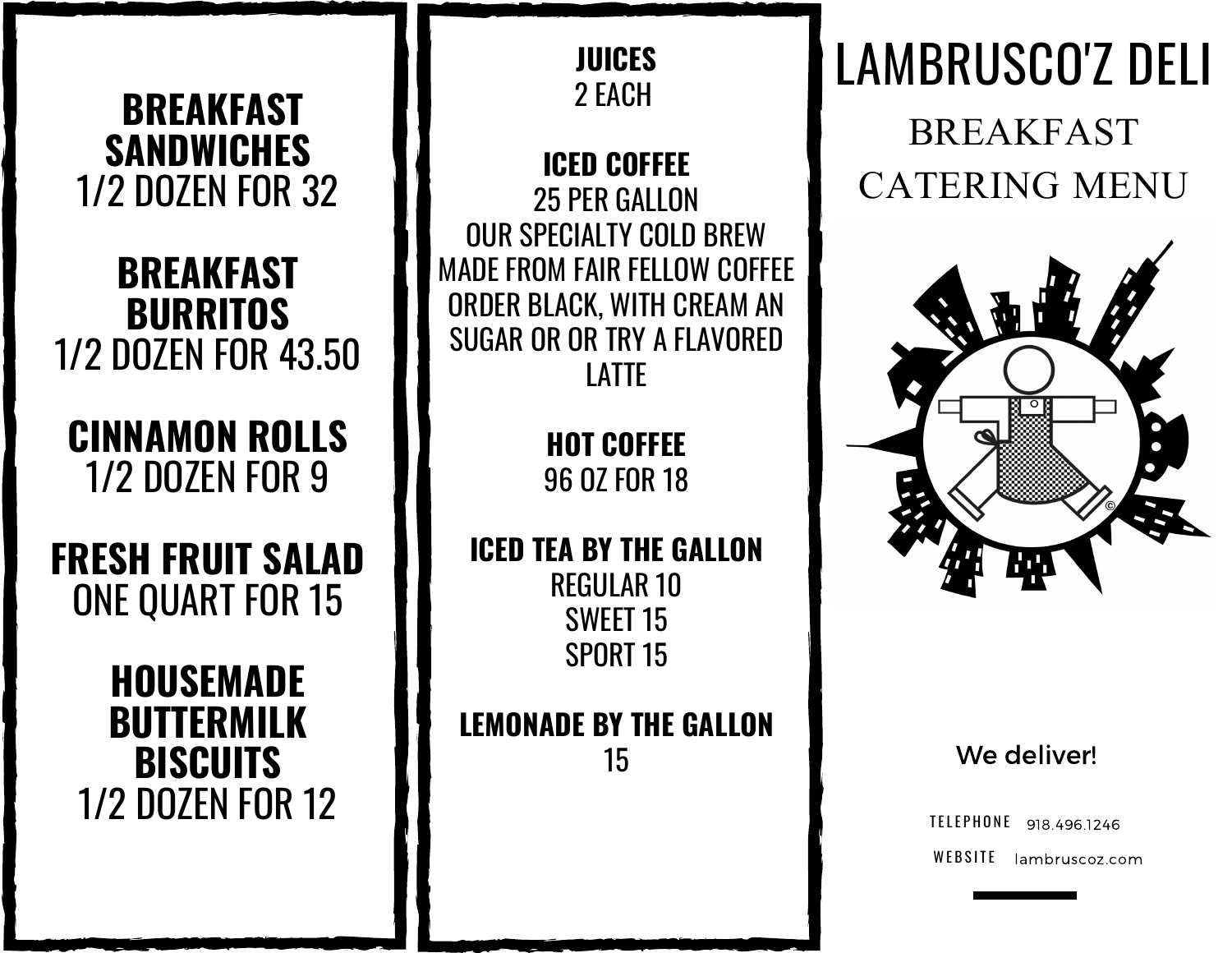# LAMBRUSCO'Z DELI

## BREAKFAST CATERING MENU

**BREAKFAST SANDWICHES**
1/2 DOZEN FOR 32

**BREAKFAST BURRITOS**
1/2 DOZEN FOR 43.50

**CINNAMON ROLLS**
1/2 DOZEN FOR 9

**FRESH FRUIT SALAD**
ONE QUART FOR 15

**HOUSEMADE BUTTERMILK BISCUITS**
1/2 DOZEN FOR 12

**JUICES**
2 EACH

**ICED COFFEE**
25 PER GALLON
OUR SPECIALTY COLD BREW MADE FROM FAIR FELLOW COFFEE ORDER BLACK, WITH CREAM AN SUGAR OR OR TRY A FLAVORED LATTE

**HOT COFFEE**
96 OZ FOR 18

**ICED TEA BY THE GALLON**
REGULAR 10
SWEET 15
SPORT 15

**LEMONADE BY THE GALLON**
15

We deliver!

TELEPHONE 918.496.1246

WEBSITE lambruscoz.com